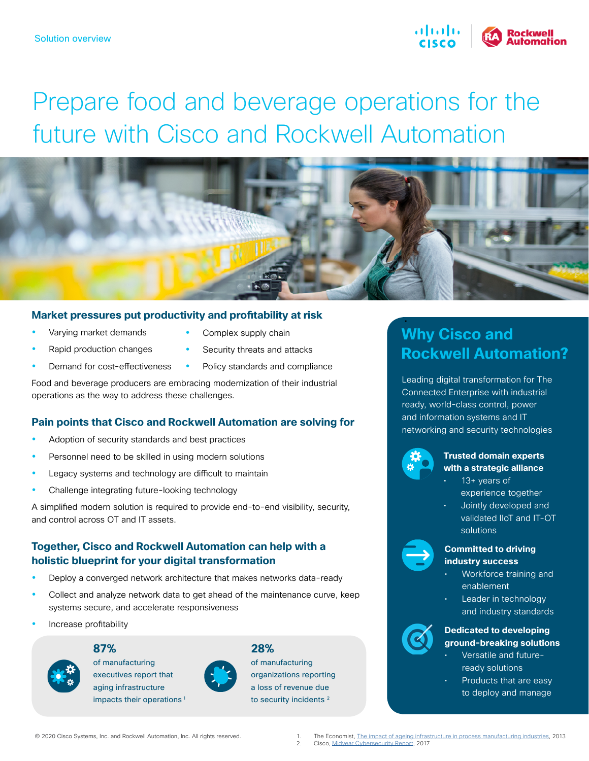Solution overview

# Prepare food and beverage operations for the future with Cisco and Rockwell Automation

## Market pressures put productivity and profitability at risk

- Varying market demands
- Rapid production changes
- Demand for cost-effectiveness
- Complex supply chain
- Security threats and attacks
- Policy standards and compliance

Food and beverage producers are embracing modernization of their industrial operations as the way to address these challenges.

## Pain points that Cisco and Rockwell Automation are solving for

- Adoption of security standards and best practices
- Personnel need to be skilled in using modern solutions
- Legacy systems and technology are difficult to maintain
- Challenge integrating future-looking technology

A simplified modern solution is required to provide end-to-end visibility, security, and control across OT and IT assets.

## Together, Cisco and Rockwell Automation can help with a holistic blueprint for your digital transformation

- Deploy a converged network architecture that makes networks data-ready
- Collect and analyze network data to get ahead of the maintenance curve, keep systems secure, and accelerate responsiveness
- Increase profitability

**87%** of manufacturing executives report that aging infrastructure impacts their operations [1]

**28%** of manufacturing organizations reporting a loss of revenue due to security incidents [2]

## Why Cisco and Rockwell Automation?

Leading digital transformation for The Connected Enterprise with industrial ready, world-class control, power and information systems and IT networking and security technologies

**Trusted domain experts with a strategic alliance**

- 13+ years of experience together
- Jointly developed and validated IIoT and IT-OT solutions

**Committed to driving industry success**

- Workforce training and enablement
- Leader in technology and industry standards

**Dedicated to developing ground-breaking solutions**

- Versatile and future-ready solutions
- Products that are easy to deploy and manage

© 2020 Cisco Systems, Inc. and Rockwell Automation, Inc. All rights reserved.

1. The Economist, The impact of ageing infrastructure in process manufacturing industries, 2013
2. Cisco, Midyear Cybersecurity Report, 2017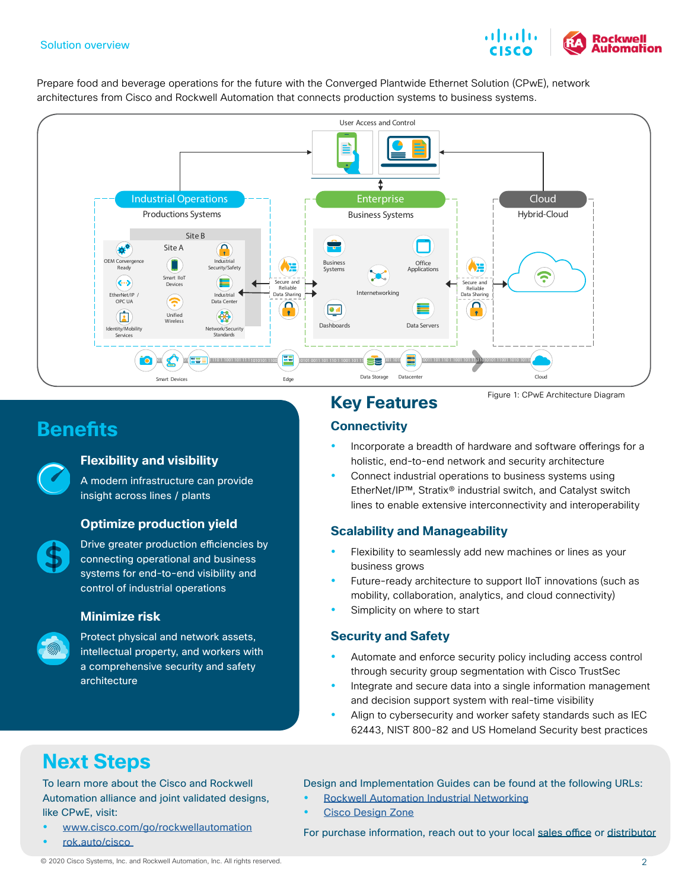Prepare food and beverage operations for the future with the Converged Plantwide Ethernet Solution (CPwE), network architectures from Cisco and Rockwell Automation that connects production systems to business systems.

User Access and Control

Industrial Operations
Productions Systems

Site B
Site A

OEM Convergence Ready
Smart IIoT Devices
Industrial Security/Safety
EtherNet/IP / OPC UA
Industrial Data Center
Unified Wireless
Identity/Mobility Services
Network/Security Standards

Secure and Reliable Data Sharing

Enterprise
Business Systems

Business Systems
Office Applications
Internetworking
Dashboards
Data Servers

Secure and Reliable Data Sharing

Cloud
Hybrid-Cloud

Smart Devices
Edge
Data Storage
Datacenter
Cloud

Figure 1: CPwE Architecture Diagram

## Benefits

### Flexibility and visibility

A modern infrastructure can provide insight across lines / plants

### Optimize production yield

Drive greater production efficiencies by connecting operational and business systems for end-to-end visibility and control of industrial operations

### Minimize risk

Protect physical and network assets, intellectual property, and workers with a comprehensive security and safety architecture

## Key Features

### Connectivity

- Incorporate a breadth of hardware and software offerings for a holistic, end-to-end network and security architecture
- Connect industrial operations to business systems using EtherNet/IP™, Stratix® industrial switch, and Catalyst switch lines to enable extensive interconnectivity and interoperability

### Scalability and Manageability

- Flexibility to seamlessly add new machines or lines as your business grows
- Future-ready architecture to support IIoT innovations (such as mobility, collaboration, analytics, and cloud connectivity)
- Simplicity on where to start

### Security and Safety

- Automate and enforce security policy including access control through security group segmentation with Cisco TrustSec
- Integrate and secure data into a single information management and decision support system with real-time visibility
- Align to cybersecurity and worker safety standards such as IEC 62443, NIST 800-82 and US Homeland Security best practices

## Next Steps

To learn more about the Cisco and Rockwell Automation alliance and joint validated designs, like CPwE, visit:

- www.cisco.com/go/rockwellautomation
- rok.auto/cisco

Design and Implementation Guides can be found at the following URLs:

- Rockwell Automation Industrial Networking
- Cisco Design Zone

For purchase information, reach out to your local sales office or distributor

© 2020 Cisco Systems, Inc. and Rockwell Automation, Inc. All rights reserved.